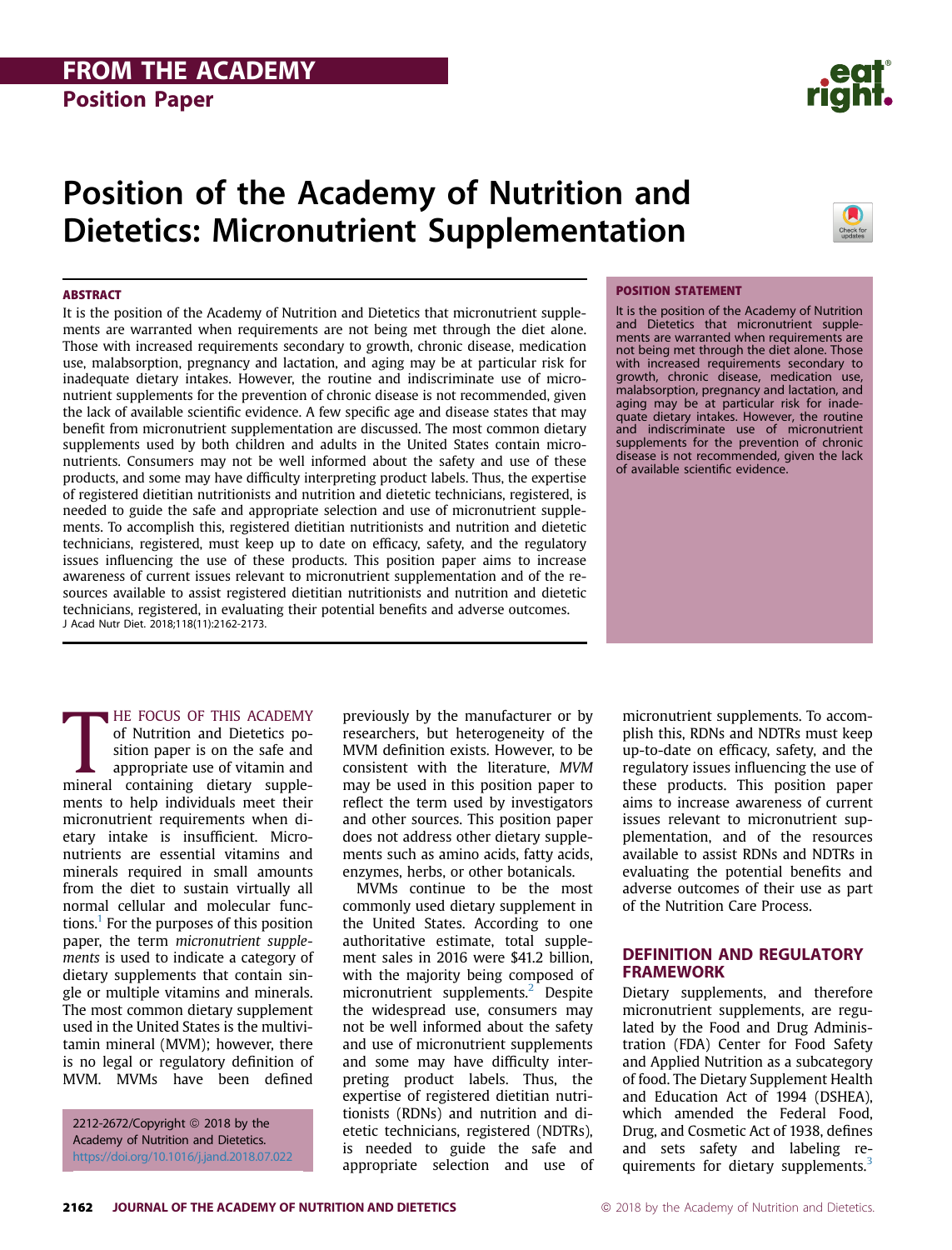FROM THE ACADEMY

Position Paper

# Position of the Academy of Nutrition and Dietetics: Micronutrient Supplementation

## ABSTRACT

It is the position of the Academy of Nutrition and Dietetics that micronutrient supplements are warranted when requirements are not being met through the diet alone. Those with increased requirements secondary to growth, chronic disease, medication use, malabsorption, pregnancy and lactation, and aging may be at particular risk for inadequate dietary intakes. However, the routine and indiscriminate use of micronutrient supplements for the prevention of chronic disease is not recommended, given the lack of available scientific evidence. A few specific age and disease states that may benefit from micronutrient supplementation are discussed. The most common dietary supplements used by both children and adults in the United States contain micronutrients. Consumers may not be well informed about the safety and use of these products, and some may have difficulty interpreting product labels. Thus, the expertise of registered dietitian nutritionists and nutrition and dietetic technicians, registered, is needed to guide the safe and appropriate selection and use of micronutrient supplements. To accomplish this, registered dietitian nutritionists and nutrition and dietetic technicians, registered, must keep up to date on efficacy, safety, and the regulatory issues influencing the use of these products. This position paper aims to increase awareness of current issues relevant to micronutrient supplementation and of the resources available to assist registered dietitian nutritionists and nutrition and dietetic technicians, registered, in evaluating their potential benefits and adverse outcomes.

J Acad Nutr Diet. 2018;118(11):2162-2173.

## POSITION STATEMENT

It is the position of the Academy of Nutrition and Dietetics that micronutrient supplements are warranted when requirements are not being met through the diet alone. Those with increased requirements secondary to growth, chronic disease, medication use, malabsorption, pregnancy and lactation, and aging may be at particular risk for inadequate dietary intakes. However, the routine and indiscriminate use of micronutrient supplements for the prevention of chronic disease is not recommended, given the lack of available scientific evidence.

THE FOCUS OF THIS ACADEMY of Nutrition and Dietetics position paper is on the safe and appropriate use of vitamin and mineral containing dietary supplements to help individuals meet their micronutrient requirements when dietary intake is insufficient. Micronutrients are essential vitamins and minerals required in small amounts from the diet to sustain virtually all normal cellular and molecular functions.[1] For the purposes of this position paper, the term *micronutrient supplements* is used to indicate a category of dietary supplements that contain single or multiple vitamins and minerals. The most common dietary supplement used in the United States is the multivitamin mineral (MVM); however, there is no legal or regulatory definition of MVM. MVMs have been defined previously by the manufacturer or by researchers, but heterogeneity of the MVM definition exists. However, to be consistent with the literature, *MVM* may be used in this position paper to reflect the term used by investigators and other sources. This position paper does not address other dietary supplements such as amino acids, fatty acids, enzymes, herbs, or other botanicals.

MVMs continue to be the most commonly used dietary supplement in the United States. According to one authoritative estimate, total supplement sales in 2016 were $41.2 billion, with the majority being composed of micronutrient supplements.[2] Despite the widespread use, consumers may not be well informed about the safety and use of micronutrient supplements and some may have difficulty interpreting product labels. Thus, the expertise of registered dietitian nutritionists (RDNs) and nutrition and dietetic technicians, registered (NDTRs), is needed to guide the safe and appropriate selection and use of micronutrient supplements. To accomplish this, RDNs and NDTRs must keep up-to-date on efficacy, safety, and the regulatory issues influencing the use of these products. This position paper aims to increase awareness of current issues relevant to micronutrient supplementation, and of the resources available to assist RDNs and NDTRs in evaluating the potential benefits and adverse outcomes of their use as part of the Nutrition Care Process.

2212-2672/Copyright © 2018 by the Academy of Nutrition and Dietetics.
https://doi.org/10.1016/j.jand.2018.07.022

## DEFINITION AND REGULATORY FRAMEWORK

Dietary supplements, and therefore micronutrient supplements, are regulated by the Food and Drug Administration (FDA) Center for Food Safety and Applied Nutrition as a subcategory of food. The Dietary Supplement Health and Education Act of 1994 (DSHEA), which amended the Federal Food, Drug, and Cosmetic Act of 1938, defines and sets safety and labeling requirements for dietary supplements.[3]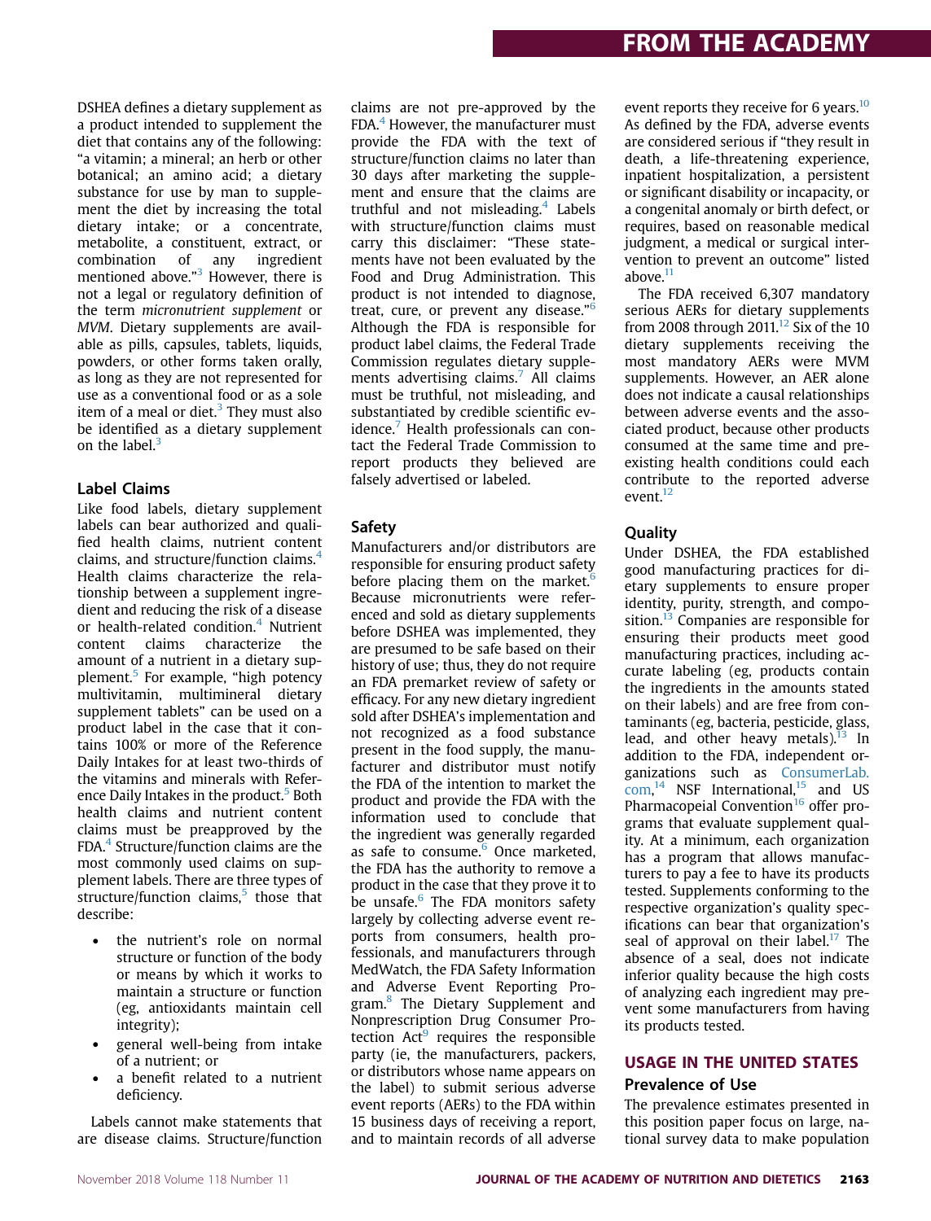DSHEA defines a dietary supplement as a product intended to supplement the diet that contains any of the following: "a vitamin; a mineral; an herb or other botanical; an amino acid; a dietary substance for use by man to supplement the diet by increasing the total dietary intake; or a concentrate, metabolite, a constituent, extract, or combination of any ingredient mentioned above."[3] However, there is not a legal or regulatory definition of the term *micronutrient supplement* or *MVM*. Dietary supplements are available as pills, capsules, tablets, liquids, powders, or other forms taken orally, as long as they are not represented for use as a conventional food or as a sole item of a meal or diet.[3] They must also be identified as a dietary supplement on the label.[3]

### Label Claims

Like food labels, dietary supplement labels can bear authorized and qualified health claims, nutrient content claims, and structure/function claims.[4] Health claims characterize the relationship between a supplement ingredient and reducing the risk of a disease or health-related condition.[4] Nutrient content claims characterize the amount of a nutrient in a dietary supplement.[5] For example, "high potency multivitamin, multimineral dietary supplement tablets" can be used on a product label in the case that it contains 100% or more of the Reference Daily Intakes for at least two-thirds of the vitamins and minerals with Reference Daily Intakes in the product.[5] Both health claims and nutrient content claims must be preapproved by the FDA.[4] Structure/function claims are the most commonly used claims on supplement labels. There are three types of structure/function claims,[5] those that describe:

- the nutrient's role on normal structure or function of the body or means by which it works to maintain a structure or function (eg, antioxidants maintain cell integrity);
- general well-being from intake of a nutrient; or
- a benefit related to a nutrient deficiency.

Labels cannot make statements that are disease claims. Structure/function claims are not pre-approved by the FDA.[4] However, the manufacturer must provide the FDA with the text of structure/function claims no later than 30 days after marketing the supplement and ensure that the claims are truthful and not misleading.[4] Labels with structure/function claims must carry this disclaimer: "These statements have not been evaluated by the Food and Drug Administration. This product is not intended to diagnose, treat, cure, or prevent any disease."[6] Although the FDA is responsible for product label claims, the Federal Trade Commission regulates dietary supplements advertising claims.[7] All claims must be truthful, not misleading, and substantiated by credible scientific evidence.[7] Health professionals can contact the Federal Trade Commission to report products they believed are falsely advertised or labeled.

### Safety

Manufacturers and/or distributors are responsible for ensuring product safety before placing them on the market.[6] Because micronutrients were referenced and sold as dietary supplements before DSHEA was implemented, they are presumed to be safe based on their history of use; thus, they do not require an FDA premarket review of safety or efficacy. For any new dietary ingredient sold after DSHEA's implementation and not recognized as a food substance present in the food supply, the manufacturer and distributor must notify the FDA of the intention to market the product and provide the FDA with the information used to conclude that the ingredient was generally regarded as safe to consume.[6] Once marketed, the FDA has the authority to remove a product in the case that they prove it to be unsafe.[6] The FDA monitors safety largely by collecting adverse event reports from consumers, health professionals, and manufacturers through MedWatch, the FDA Safety Information and Adverse Event Reporting Program.[8] The Dietary Supplement and Nonprescription Drug Consumer Protection Act[9] requires the responsible party (ie, the manufacturers, packers, or distributors whose name appears on the label) to submit serious adverse event reports (AERs) to the FDA within 15 business days of receiving a report, and to maintain records of all adverse event reports they receive for 6 years.[10] As defined by the FDA, adverse events are considered serious if "they result in death, a life-threatening experience, inpatient hospitalization, a persistent or significant disability or incapacity, or a congenital anomaly or birth defect, or requires, based on reasonable medical judgment, a medical or surgical intervention to prevent an outcome" listed above.[11]

The FDA received 6,307 mandatory serious AERs for dietary supplements from 2008 through 2011.[12] Six of the 10 dietary supplements receiving the most mandatory AERs were MVM supplements. However, an AER alone does not indicate a causal relationships between adverse events and the associated product, because other products consumed at the same time and preexisting health conditions could each contribute to the reported adverse event.[12]

### Quality

Under DSHEA, the FDA established good manufacturing practices for dietary supplements to ensure proper identity, purity, strength, and composition.[13] Companies are responsible for ensuring their products meet good manufacturing practices, including accurate labeling (eg, products contain the ingredients in the amounts stated on their labels) and are free from contaminants (eg, bacteria, pesticide, glass, lead, and other heavy metals).[13] In addition to the FDA, independent organizations such as ConsumerLab.com,[14] NSF International,[15] and US Pharmacopeial Convention[16] offer programs that evaluate supplement quality. At a minimum, each organization has a program that allows manufacturers to pay a fee to have its products tested. Supplements conforming to the respective organization's quality specifications can bear that organization's seal of approval on their label.[17] The absence of a seal, does not indicate inferior quality because the high costs of analyzing each ingredient may prevent some manufacturers from having its products tested.

## USAGE IN THE UNITED STATES

### Prevalence of Use

The prevalence estimates presented in this position paper focus on large, national survey data to make population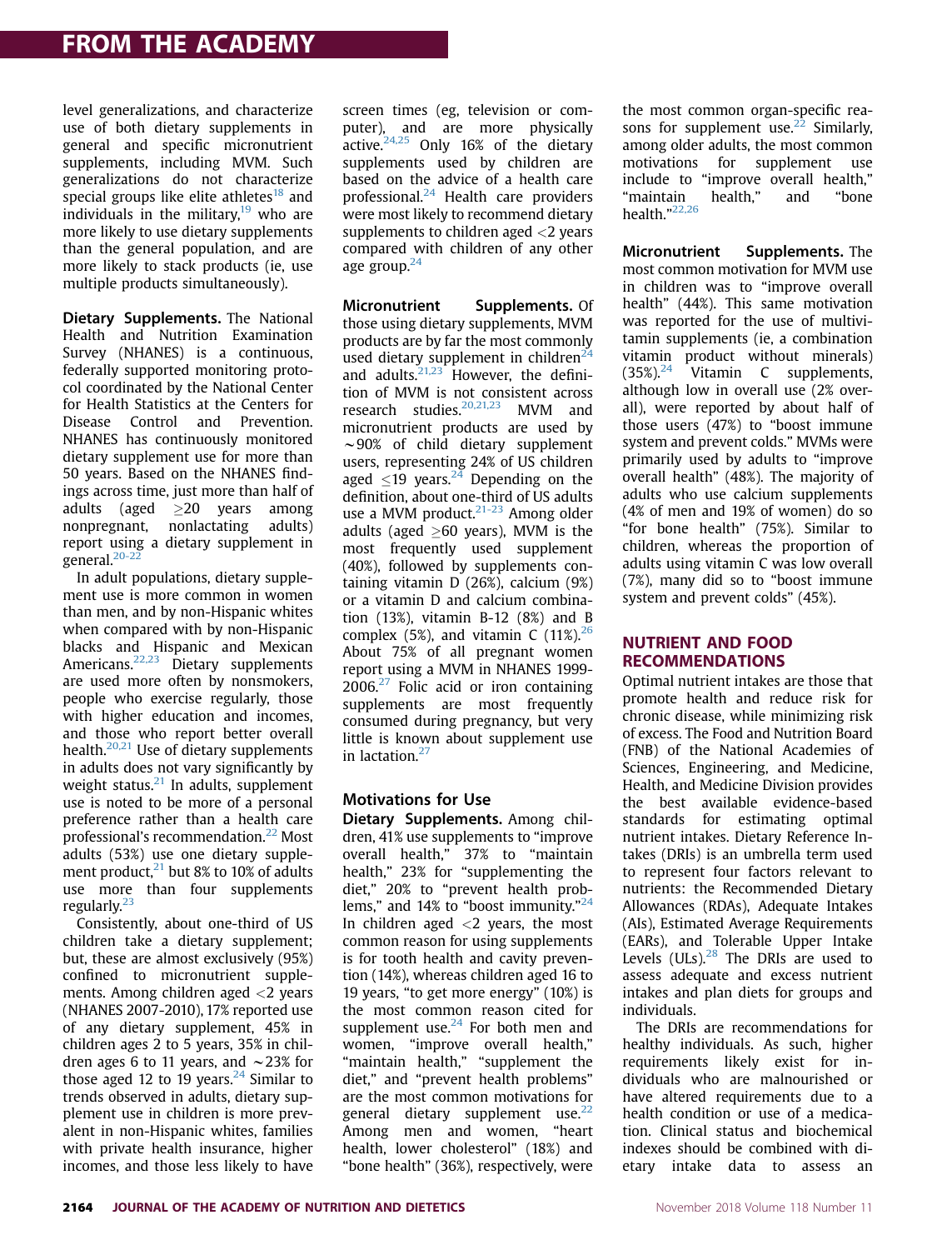level generalizations, and characterize use of both dietary supplements in general and specific micronutrient supplements, including MVM. Such generalizations do not characterize special groups like elite athletes[18] and individuals in the military,[19] who are more likely to use dietary supplements than the general population, and are more likely to stack products (ie, use multiple products simultaneously).

**Dietary Supplements.** The National Health and Nutrition Examination Survey (NHANES) is a continuous, federally supported monitoring protocol coordinated by the National Center for Health Statistics at the Centers for Disease Control and Prevention. NHANES has continuously monitored dietary supplement use for more than 50 years. Based on the NHANES findings across time, just more than half of adults (aged ≥20 years among nonpregnant, nonlactating adults) report using a dietary supplement in general.[20-22]

In adult populations, dietary supplement use is more common in women than men, and by non-Hispanic whites when compared with by non-Hispanic blacks and Hispanic and Mexican Americans.[22,23] Dietary supplements are used more often by nonsmokers, people who exercise regularly, those with higher education and incomes, and those who report better overall health.[20,21] Use of dietary supplements in adults does not vary significantly by weight status.[21] In adults, supplement use is noted to be more of a personal preference rather than a health care professional's recommendation.[22] Most adults (53%) use one dietary supplement product,[21] but 8% to 10% of adults use more than four supplements regularly.[23]

Consistently, about one-third of US children take a dietary supplement; but, these are almost exclusively (95%) confined to micronutrient supplements. Among children aged <2 years (NHANES 2007-2010), 17% reported use of any dietary supplement, 45% in children ages 2 to 5 years, 35% in children ages 6 to 11 years, and ~23% for those aged 12 to 19 years.[24] Similar to trends observed in adults, dietary supplement use in children is more prevalent in non-Hispanic whites, families with private health insurance, higher incomes, and those less likely to have screen times (eg, television or computer), and are more physically active.[24,25] Only 16% of the dietary supplements used by children are based on the advice of a health care professional.[24] Health care providers were most likely to recommend dietary supplements to children aged <2 years compared with children of any other age group.[24]

**Micronutrient Supplements.** Of those using dietary supplements, MVM products are by far the most commonly used dietary supplement in children[24] and adults.[21,23] However, the definition of MVM is not consistent across research studies.[20,21,23] MVM and micronutrient products are used by ~90% of child dietary supplement users, representing 24% of US children aged ≤19 years.[24] Depending on the definition, about one-third of US adults use a MVM product.[21-23] Among older adults (aged ≥60 years), MVM is the most frequently used supplement (40%), followed by supplements containing vitamin D (26%), calcium (9%) or a vitamin D and calcium combination (13%), vitamin B-12 (8%) and B complex (5%), and vitamin C (11%).[26] About 75% of all pregnant women report using a MVM in NHANES 1999-2006.[27] Folic acid or iron containing supplements are most frequently consumed during pregnancy, but very little is known about supplement use in lactation.[27]

### Motivations for Use

**Dietary Supplements.** Among children, 41% use supplements to "improve overall health," 37% to "maintain health," 23% for "supplementing the diet," 20% to "prevent health problems," and 14% to "boost immunity."[24] In children aged <2 years, the most common reason for using supplements is for tooth health and cavity prevention (14%), whereas children aged 16 to 19 years, "to get more energy" (10%) is the most common reason cited for supplement use.[24] For both men and women, "improve overall health," "maintain health," "supplement the diet," and "prevent health problems" are the most common motivations for general dietary supplement use.[22] Among men and women, "heart health, lower cholesterol" (18%) and "bone health" (36%), respectively, were the most common organ-specific reasons for supplement use.[22] Similarly, among older adults, the most common motivations for supplement use include to "improve overall health," "maintain health," and "bone health."[22,26]

**Micronutrient Supplements.** The most common motivation for MVM use in children was to "improve overall health" (44%). This same motivation was reported for the use of multivitamin supplements (ie, a combination vitamin product without minerals) (35%).[24] Vitamin C supplements, although low in overall use (2% overall), were reported by about half of those users (47%) to "boost immune system and prevent colds." MVMs were primarily used by adults to "improve overall health" (48%). The majority of adults who use calcium supplements (4% of men and 19% of women) do so "for bone health" (75%). Similar to children, whereas the proportion of adults using vitamin C was low overall (7%), many did so to "boost immune system and prevent colds" (45%).

## NUTRIENT AND FOOD RECOMMENDATIONS

Optimal nutrient intakes are those that promote health and reduce risk for chronic disease, while minimizing risk of excess. The Food and Nutrition Board (FNB) of the National Academies of Sciences, Engineering, and Medicine, Health, and Medicine Division provides the best available evidence-based standards for estimating optimal nutrient intakes. Dietary Reference Intakes (DRIs) is an umbrella term used to represent four factors relevant to nutrients: the Recommended Dietary Allowances (RDAs), Adequate Intakes (AIs), Estimated Average Requirements (EARs), and Tolerable Upper Intake Levels (ULs).[28] The DRIs are used to assess adequate and excess nutrient intakes and plan diets for groups and individuals.

The DRIs are recommendations for healthy individuals. As such, higher requirements likely exist for individuals who are malnourished or have altered requirements due to a health condition or use of a medication. Clinical status and biochemical indexes should be combined with dietary intake data to assess an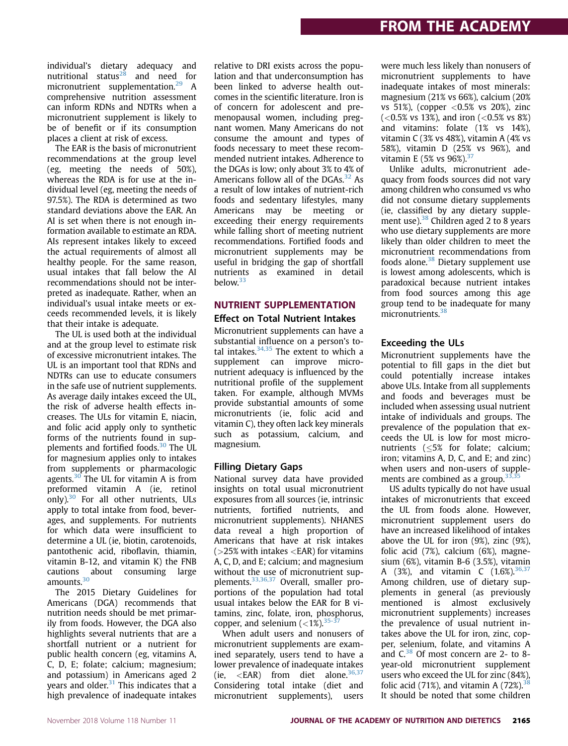individual's dietary adequacy and nutritional status[28] and need for micronutrient supplementation.[29] A comprehensive nutrition assessment can inform RDNs and NDTRs when a micronutrient supplement is likely to be of benefit or if its consumption places a client at risk of excess.

The EAR is the basis of micronutrient recommendations at the group level (eg, meeting the needs of 50%), whereas the RDA is for use at the individual level (eg, meeting the needs of 97.5%). The RDA is determined as two standard deviations above the EAR. An AI is set when there is not enough information available to estimate an RDA. AIs represent intakes likely to exceed the actual requirements of almost all healthy people. For the same reason, usual intakes that fall below the AI recommendations should not be interpreted as inadequate. Rather, when an individual's usual intake meets or exceeds recommended levels, it is likely that their intake is adequate.

The UL is used both at the individual and at the group level to estimate risk of excessive micronutrient intakes. The UL is an important tool that RDNs and NDTRs can use to educate consumers in the safe use of nutrient supplements. As average daily intakes exceed the UL, the risk of adverse health effects increases. The ULs for vitamin E, niacin, and folic acid apply only to synthetic forms of the nutrients found in supplements and fortified foods.[30] The UL for magnesium applies only to intakes from supplements or pharmacologic agents.[30] The UL for vitamin A is from preformed vitamin A (ie, retinol only).[30] For all other nutrients, ULs apply to total intake from food, beverages, and supplements. For nutrients for which data were insufficient to determine a UL (ie, biotin, carotenoids, pantothenic acid, riboflavin, thiamin, vitamin B-12, and vitamin K) the FNB cautions about consuming large amounts.[30]

The 2015 Dietary Guidelines for Americans (DGA) recommends that nutrition needs should be met primarily from foods. However, the DGA also highlights several nutrients that are a shortfall nutrient or a nutrient for public health concern (eg, vitamins A, C, D, E; folate; calcium; magnesium; and potassium) in Americans aged 2 years and older.[31] This indicates that a high prevalence of inadequate intakes relative to DRI exists across the population and that underconsumption has been linked to adverse health outcomes in the scientific literature. Iron is of concern for adolescent and premenopausal women, including pregnant women. Many Americans do not consume the amount and types of foods necessary to meet these recommended nutrient intakes. Adherence to the DGAs is low; only about 3% to 4% of Americans follow all of the DGAs.[32] As a result of low intakes of nutrient-rich foods and sedentary lifestyles, many Americans may be meeting or exceeding their energy requirements while falling short of meeting nutrient recommendations. Fortified foods and micronutrient supplements may be useful in bridging the gap of shortfall nutrients as examined in detail below.[33]

## NUTRIENT SUPPLEMENTATION

### Effect on Total Nutrient Intakes

Micronutrient supplements can have a substantial influence on a person's total intakes.[34,35] The extent to which a supplement can improve micronutrient adequacy is influenced by the nutritional profile of the supplement taken. For example, although MVMs provide substantial amounts of some micronutrients (ie, folic acid and vitamin C), they often lack key minerals such as potassium, calcium, and magnesium.

### Filling Dietary Gaps

National survey data have provided insights on total usual micronutrient exposures from all sources (ie, intrinsic nutrients, fortified nutrients, and micronutrient supplements). NHANES data reveal a high proportion of Americans that have at risk intakes (>25% with intakes <EAR) for vitamins A, C, D, and E; calcium; and magnesium without the use of micronutrient supplements.[33,36,37] Overall, smaller proportions of the population had total usual intakes below the EAR for B vitamins, zinc, folate, iron, phosphorus, copper, and selenium (<1%).[35-37]

When adult users and nonusers of micronutrient supplements are examined separately, users tend to have a lower prevalence of inadequate intakes (ie, <EAR) from diet alone.[36,37] Considering total intake (diet and micronutrient supplements), users were much less likely than nonusers of micronutrient supplements to have inadequate intakes of most minerals: magnesium (21% vs 66%), calcium (20% vs 51%), (copper <0.5% vs 20%), zinc (<0.5% vs 13%), and iron (<0.5% vs 8%) and vitamins: folate (1% vs 14%), vitamin C (3% vs 48%), vitamin A (4% vs 58%), vitamin D (25% vs 96%), and vitamin E (5% vs 96%).[37]

Unlike adults, micronutrient adequacy from foods sources did not vary among children who consumed vs who did not consume dietary supplements (ie, classified by any dietary supplement use).[38] Children aged 2 to 8 years who use dietary supplements are more likely than older children to meet the micronutrient recommendations from foods alone.[38] Dietary supplement use is lowest among adolescents, which is paradoxical because nutrient intakes from food sources among this age group tend to be inadequate for many micronutrients.[38]

### Exceeding the ULs

Micronutrient supplements have the potential to fill gaps in the diet but could potentially increase intakes above ULs. Intake from all supplements and foods and beverages must be included when assessing usual nutrient intake of individuals and groups. The prevalence of the population that exceeds the UL is low for most micronutrients (≤5% for folate; calcium; iron; vitamins A, D, C, and E; and zinc) when users and non-users of supplements are combined as a group.[33,35]

US adults typically do not have usual intakes of micronutrients that exceed the UL from foods alone. However, micronutrient supplement users do have an increased likelihood of intakes above the UL for iron (9%), zinc (9%), folic acid (7%), calcium (6%), magnesium (6%), vitamin B-6 (3.5%), vitamin A (3%), and vitamin C (1.6%).[36,37] Among children, use of dietary supplements in general (as previously mentioned is almost exclusively micronutrient supplements) increases the prevalence of usual nutrient intakes above the UL for iron, zinc, copper, selenium, folate, and vitamins A and C.[38] Of most concern are 2- to 8-year-old micronutrient supplement users who exceed the UL for zinc (84%), folic acid (71%), and vitamin A (72%).[38] It should be noted that some children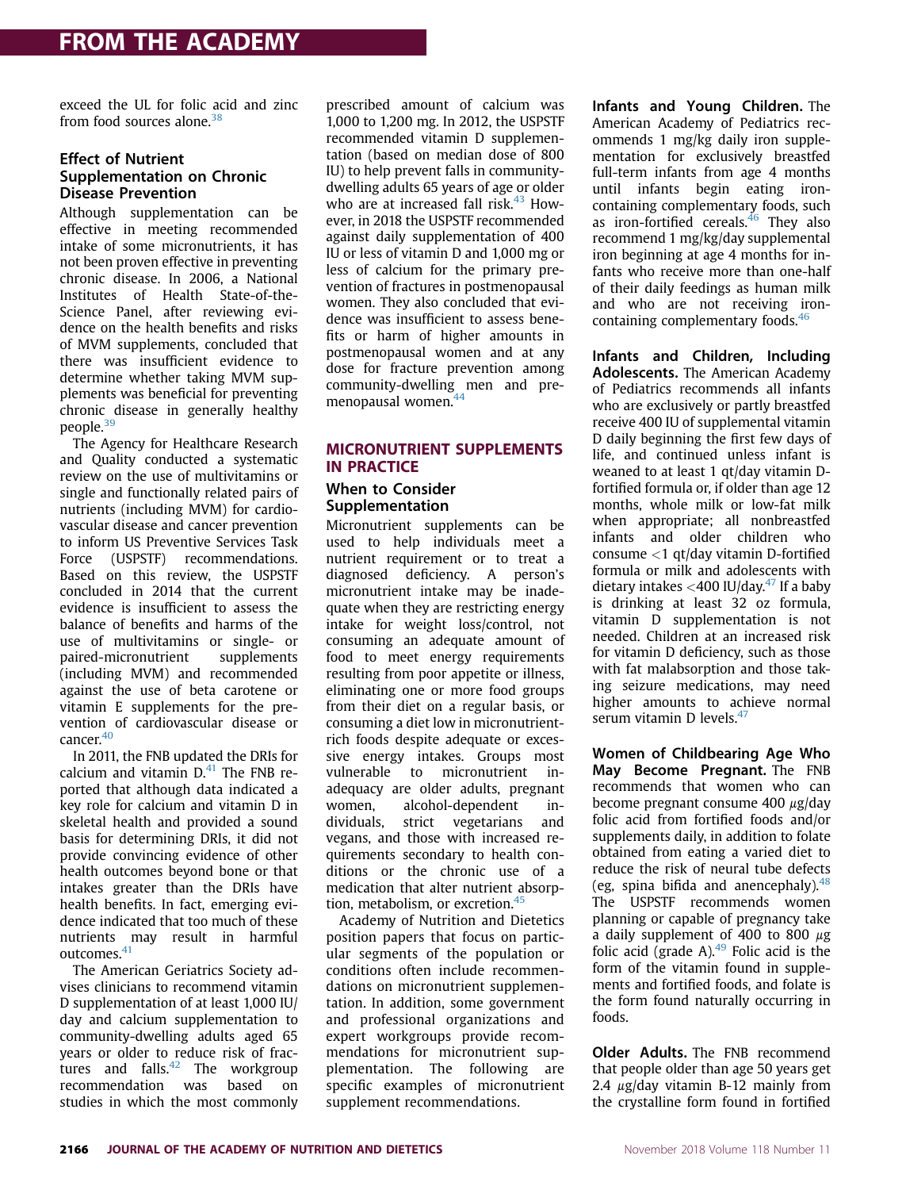exceed the UL for folic acid and zinc from food sources alone.[38]

### Effect of Nutrient Supplementation on Chronic Disease Prevention

Although supplementation can be effective in meeting recommended intake of some micronutrients, it has not been proven effective in preventing chronic disease. In 2006, a National Institutes of Health State-of-the-Science Panel, after reviewing evidence on the health benefits and risks of MVM supplements, concluded that there was insufficient evidence to determine whether taking MVM supplements was beneficial for preventing chronic disease in generally healthy people.[39]

The Agency for Healthcare Research and Quality conducted a systematic review on the use of multivitamins or single and functionally related pairs of nutrients (including MVM) for cardiovascular disease and cancer prevention to inform US Preventive Services Task Force (USPSTF) recommendations. Based on this review, the USPSTF concluded in 2014 that the current evidence is insufficient to assess the balance of benefits and harms of the use of multivitamins or single- or paired-micronutrient supplements (including MVM) and recommended against the use of beta carotene or vitamin E supplements for the prevention of cardiovascular disease or cancer.[40]

In 2011, the FNB updated the DRIs for calcium and vitamin D.[41] The FNB reported that although data indicated a key role for calcium and vitamin D in skeletal health and provided a sound basis for determining DRIs, it did not provide convincing evidence of other health outcomes beyond bone or that intakes greater than the DRIs have health benefits. In fact, emerging evidence indicated that too much of these nutrients may result in harmful outcomes.[41]

The American Geriatrics Society advises clinicians to recommend vitamin D supplementation of at least 1,000 IU/day and calcium supplementation to community-dwelling adults aged 65 years or older to reduce risk of fractures and falls.[42] The workgroup recommendation was based on studies in which the most commonly prescribed amount of calcium was 1,000 to 1,200 mg. In 2012, the USPSTF recommended vitamin D supplementation (based on median dose of 800 IU) to help prevent falls in community-dwelling adults 65 years of age or older who are at increased fall risk.[43] However, in 2018 the USPSTF recommended against daily supplementation of 400 IU or less of vitamin D and 1,000 mg or less of calcium for the primary prevention of fractures in postmenopausal women. They also concluded that evidence was insufficient to assess benefits or harm of higher amounts in postmenopausal women and at any dose for fracture prevention among community-dwelling men and premenopausal women.[44]

## MICRONUTRIENT SUPPLEMENTS IN PRACTICE

### When to Consider Supplementation

Micronutrient supplements can be used to help individuals meet a nutrient requirement or to treat a diagnosed deficiency. A person's micronutrient intake may be inadequate when they are restricting energy intake for weight loss/control, not consuming an adequate amount of food to meet energy requirements resulting from poor appetite or illness, eliminating one or more food groups from their diet on a regular basis, or consuming a diet low in micronutrient-rich foods despite adequate or excessive energy intakes. Groups most vulnerable to micronutrient inadequacy are older adults, pregnant women, alcohol-dependent individuals, strict vegetarians and vegans, and those with increased requirements secondary to health conditions or the chronic use of a medication that alter nutrient absorption, metabolism, or excretion.[45]

Academy of Nutrition and Dietetics position papers that focus on particular segments of the population or conditions often include recommendations on micronutrient supplementation. In addition, some government and professional organizations and expert workgroups provide recommendations for micronutrient supplementation. The following are specific examples of micronutrient supplement recommendations.

**Infants and Young Children.** The American Academy of Pediatrics recommends 1 mg/kg daily iron supplementation for exclusively breastfed full-term infants from age 4 months until infants begin eating iron-containing complementary foods, such as iron-fortified cereals.[46] They also recommend 1 mg/kg/day supplemental iron beginning at age 4 months for infants who receive more than one-half of their daily feedings as human milk and who are not receiving iron-containing complementary foods.[46]

**Infants and Children, Including Adolescents.** The American Academy of Pediatrics recommends all infants who are exclusively or partly breastfed receive 400 IU of supplemental vitamin D daily beginning the first few days of life, and continued unless infant is weaned to at least 1 qt/day vitamin D-fortified formula or, if older than age 12 months, whole milk or low-fat milk when appropriate; all nonbreastfed infants and older children who consume <1 qt/day vitamin D-fortified formula or milk and adolescents with dietary intakes <400 IU/day.[47] If a baby is drinking at least 32 oz formula, vitamin D supplementation is not needed. Children at an increased risk for vitamin D deficiency, such as those with fat malabsorption and those taking seizure medications, may need higher amounts to achieve normal serum vitamin D levels.[47]

**Women of Childbearing Age Who May Become Pregnant.** The FNB recommends that women who can become pregnant consume 400 μg/day folic acid from fortified foods and/or supplements daily, in addition to folate obtained from eating a varied diet to reduce the risk of neural tube defects (eg, spina bifida and anencephaly).[48] The USPSTF recommends women planning or capable of pregnancy take a daily supplement of 400 to 800 μg folic acid (grade A).[49] Folic acid is the form of the vitamin found in supplements and fortified foods, and folate is the form found naturally occurring in foods.

**Older Adults.** The FNB recommend that people older than age 50 years get 2.4 μg/day vitamin B-12 mainly from the crystalline form found in fortified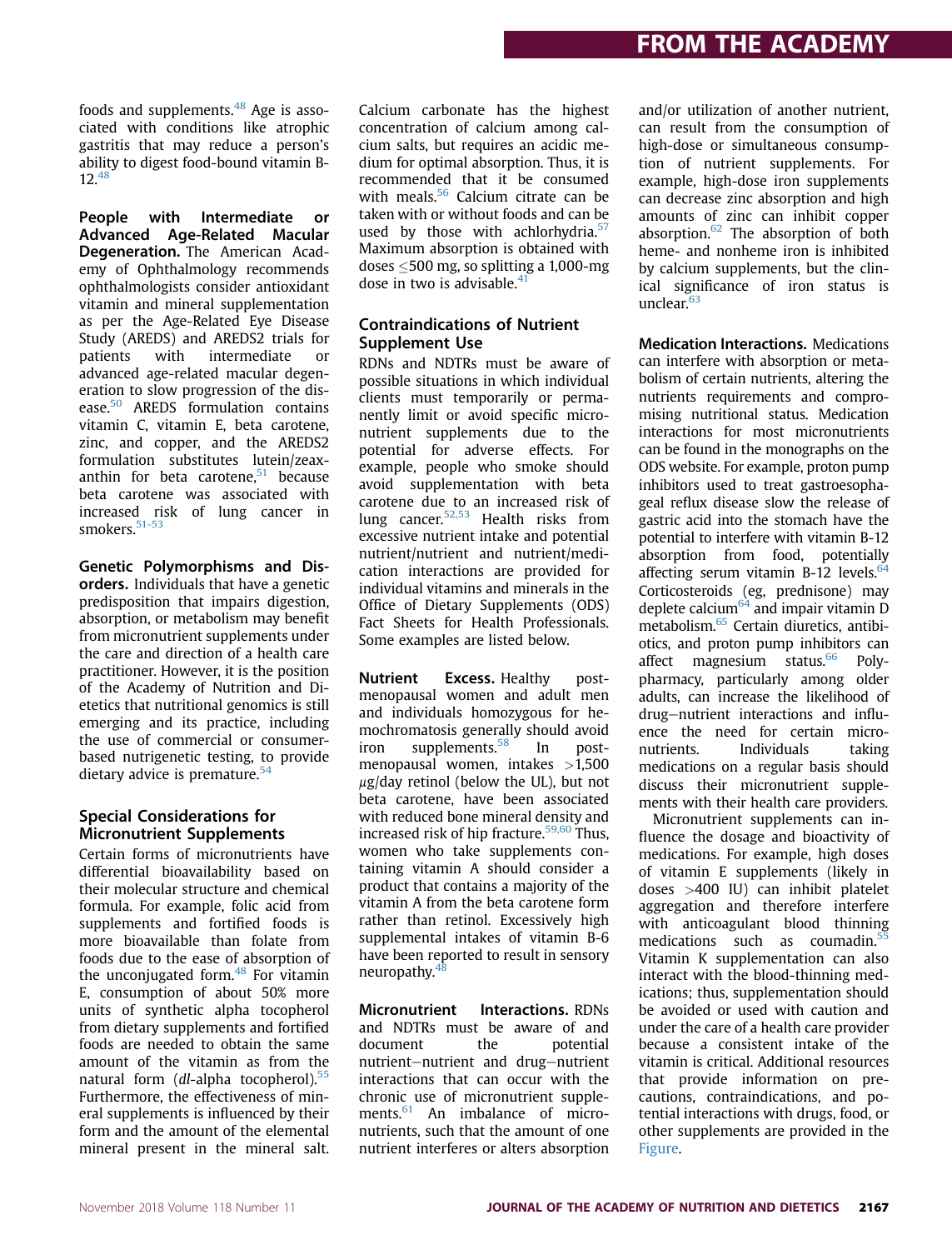foods and supplements.[48] Age is associated with conditions like atrophic gastritis that may reduce a person's ability to digest food-bound vitamin B-12.[48]

**People with Intermediate or Advanced Age-Related Macular Degeneration.** The American Academy of Ophthalmology recommends ophthalmologists consider antioxidant vitamin and mineral supplementation as per the Age-Related Eye Disease Study (AREDS) and AREDS2 trials for patients with intermediate or advanced age-related macular degeneration to slow progression of the disease.[50] AREDS formulation contains vitamin C, vitamin E, beta carotene, zinc, and copper, and the AREDS2 formulation substitutes lutein/zeaxanthin for beta carotene,[51] because beta carotene was associated with increased risk of lung cancer in smokers.[51-53]

**Genetic Polymorphisms and Disorders.** Individuals that have a genetic predisposition that impairs digestion, absorption, or metabolism may benefit from micronutrient supplements under the care and direction of a health care practitioner. However, it is the position of the Academy of Nutrition and Dietetics that nutritional genomics is still emerging and its practice, including the use of commercial or consumer-based nutrigenetic testing, to provide dietary advice is premature.[54]

## Special Considerations for Micronutrient Supplements

Certain forms of micronutrients have differential bioavailability based on their molecular structure and chemical formula. For example, folic acid from supplements and fortified foods is more bioavailable than folate from foods due to the ease of absorption of the unconjugated form.[48] For vitamin E, consumption of about 50% more units of synthetic alpha tocopherol from dietary supplements and fortified foods are needed to obtain the same amount of the vitamin as from the natural form (*dl*-alpha tocopherol).[55] Furthermore, the effectiveness of mineral supplements is influenced by their form and the amount of the elemental mineral present in the mineral salt. Calcium carbonate has the highest concentration of calcium among calcium salts, but requires an acidic medium for optimal absorption. Thus, it is recommended that it be consumed with meals.[56] Calcium citrate can be taken with or without foods and can be used by those with achlorhydria.[57] Maximum absorption is obtained with doses ≤500 mg, so splitting a 1,000-mg dose in two is advisable.[41]

## Contraindications of Nutrient Supplement Use

RDNs and NDTRs must be aware of possible situations in which individual clients must temporarily or permanently limit or avoid specific micronutrient supplements due to the potential for adverse effects. For example, people who smoke should avoid supplementation with beta carotene due to an increased risk of lung cancer.[52,53] Health risks from excessive nutrient intake and potential nutrient/nutrient and nutrient/medication interactions are provided for individual vitamins and minerals in the Office of Dietary Supplements (ODS) Fact Sheets for Health Professionals. Some examples are listed below.

**Nutrient Excess.** Healthy postmenopausal women and adult men and individuals homozygous for hemochromatosis generally should avoid iron supplements.[58] In postmenopausal women, intakes >1,500 μg/day retinol (below the UL), but not beta carotene, have been associated with reduced bone mineral density and increased risk of hip fracture.[59,60] Thus, women who take supplements containing vitamin A should consider a product that contains a majority of the vitamin A from the beta carotene form rather than retinol. Excessively high supplemental intakes of vitamin B-6 have been reported to result in sensory neuropathy.[48]

**Micronutrient Interactions.** RDNs and NDTRs must be aware of and document the potential nutrient–nutrient and drug–nutrient interactions that can occur with the chronic use of micronutrient supplements.[61] An imbalance of micronutrients, such that the amount of one nutrient interferes or alters absorption and/or utilization of another nutrient, can result from the consumption of high-dose or simultaneous consumption of nutrient supplements. For example, high-dose iron supplements can decrease zinc absorption and high amounts of zinc can inhibit copper absorption.[62] The absorption of both heme- and nonheme iron is inhibited by calcium supplements, but the clinical significance of iron status is unclear.[63]

**Medication Interactions.** Medications can interfere with absorption or metabolism of certain nutrients, altering the nutrients requirements and compromising nutritional status. Medication interactions for most micronutrients can be found in the monographs on the ODS website. For example, proton pump inhibitors used to treat gastroesophageal reflux disease slow the release of gastric acid into the stomach have the potential to interfere with vitamin B-12 absorption from food, potentially affecting serum vitamin B-12 levels.[64] Corticosteroids (eg, prednisone) may deplete calcium[64] and impair vitamin D metabolism.[65] Certain diuretics, antibiotics, and proton pump inhibitors can affect magnesium status.[66] Polypharmacy, particularly among older adults, can increase the likelihood of drug–nutrient interactions and influence the need for certain micronutrients. Individuals taking medications on a regular basis should discuss their micronutrient supplements with their health care providers.

Micronutrient supplements can influence the dosage and bioactivity of medications. For example, high doses of vitamin E supplements (likely in doses >400 IU) can inhibit platelet aggregation and therefore interfere with anticoagulant blood thinning medications such as coumadin.[55] Vitamin K supplementation can also interact with the blood-thinning medications; thus, supplementation should be avoided or used with caution and under the care of a health care provider because a consistent intake of the vitamin is critical. Additional resources that provide information on precautions, contraindications, and potential interactions with drugs, food, or other supplements are provided in the Figure.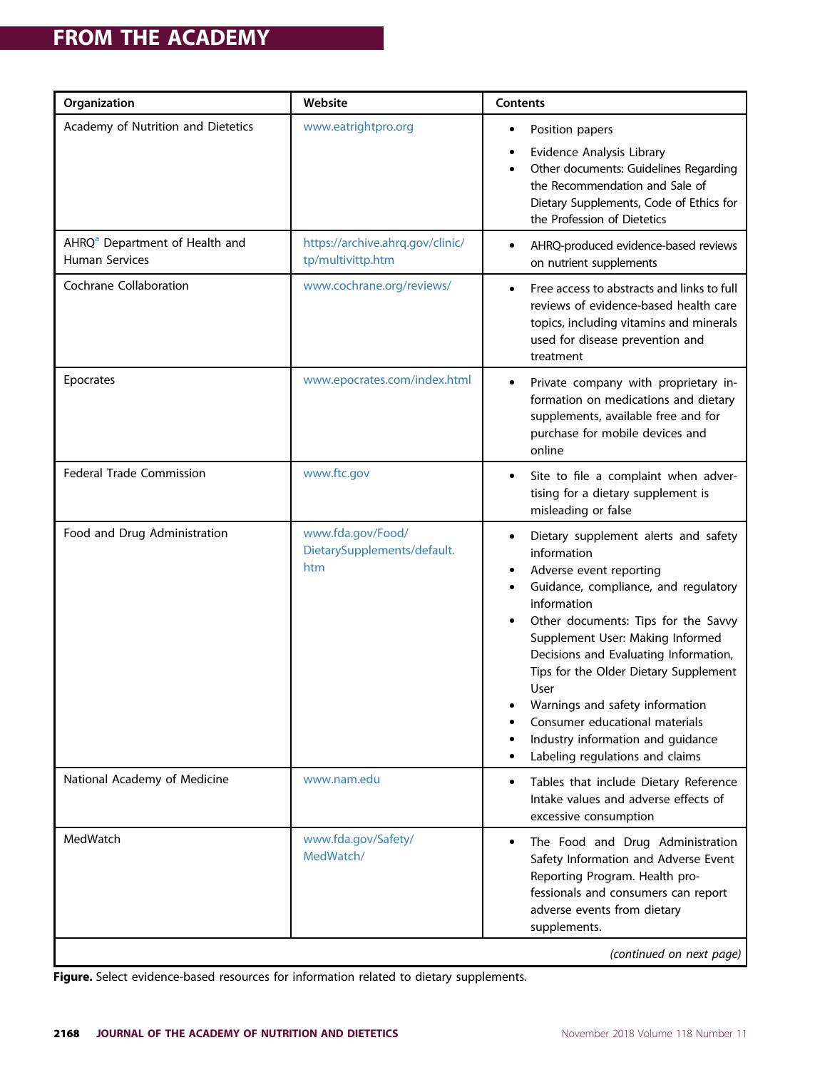| Organization | Website | Contents |
|---|---|---|
| Academy of Nutrition and Dietetics | www.eatrightpro.org | • Position papers<br>• Evidence Analysis Library<br>• Other documents: Guidelines Regarding the Recommendation and Sale of Dietary Supplements, Code of Ethics for the Profession of Dietetics |
| AHRQ[a] Department of Health and Human Services | https://archive.ahrq.gov/clinic/tp/multivittp.htm | • AHRQ-produced evidence-based reviews on nutrient supplements |
| Cochrane Collaboration | www.cochrane.org/reviews/ | • Free access to abstracts and links to full reviews of evidence-based health care topics, including vitamins and minerals used for disease prevention and treatment |
| Epocrates | www.epocrates.com/index.html | • Private company with proprietary information on medications and dietary supplements, available free and for purchase for mobile devices and online |
| Federal Trade Commission | www.ftc.gov | • Site to file a complaint when advertising for a dietary supplement is misleading or false |
| Food and Drug Administration | www.fda.gov/Food/DietarySupplements/default.htm | • Dietary supplement alerts and safety information<br>• Adverse event reporting<br>• Guidance, compliance, and regulatory information<br>• Other documents: Tips for the Savvy Supplement User: Making Informed Decisions and Evaluating Information, Tips for the Older Dietary Supplement User<br>• Warnings and safety information<br>• Consumer educational materials<br>• Industry information and guidance<br>• Labeling regulations and claims |
| National Academy of Medicine | www.nam.edu | • Tables that include Dietary Reference Intake values and adverse effects of excessive consumption |
| MedWatch | www.fda.gov/Safety/MedWatch/ | • The Food and Drug Administration Safety Information and Adverse Event Reporting Program. Health professionals and consumers can report adverse events from dietary supplements. |

*(continued on next page)*

**Figure.** Select evidence-based resources for information related to dietary supplements.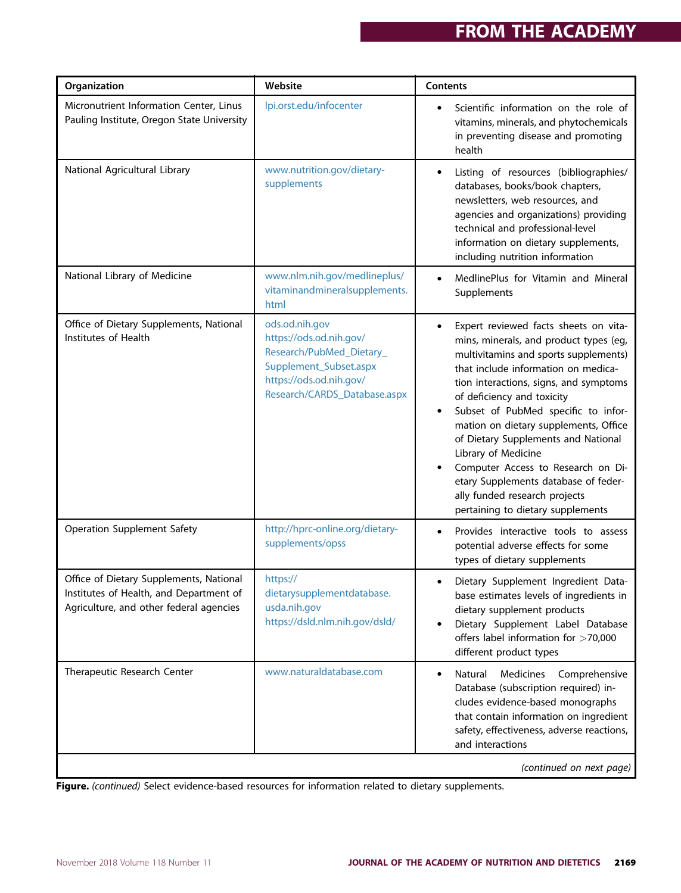| Organization | Website | Contents |
|---|---|---|
| Micronutrient Information Center, Linus Pauling Institute, Oregon State University | lpi.orst.edu/infocenter | • Scientific information on the role of vitamins, minerals, and phytochemicals in preventing disease and promoting health |
| National Agricultural Library | www.nutrition.gov/dietary-supplements | • Listing of resources (bibliographies/databases, books/book chapters, newsletters, web resources, and agencies and organizations) providing technical and professional-level information on dietary supplements, including nutrition information |
| National Library of Medicine | www.nlm.nih.gov/medlineplus/vitaminandmineralsupplements.html | • MedlinePlus for Vitamin and Mineral Supplements |
| Office of Dietary Supplements, National Institutes of Health | ods.od.nih.gov<br>https://ods.od.nih.gov/Research/PubMed_Dietary_Supplement_Subset.aspx<br>https://ods.od.nih.gov/Research/CARDS_Database.aspx | • Expert reviewed facts sheets on vitamins, minerals, and product types (eg, multivitamins and sports supplements) that include information on medication interactions, signs, and symptoms of deficiency and toxicity<br>• Subset of PubMed specific to information on dietary supplements, Office of Dietary Supplements and National Library of Medicine<br>• Computer Access to Research on Dietary Supplements database of federally funded research projects pertaining to dietary supplements |
| Operation Supplement Safety | http://hprc-online.org/dietary-supplements/opss | • Provides interactive tools to assess potential adverse effects for some types of dietary supplements |
| Office of Dietary Supplements, National Institutes of Health, and Department of Agriculture, and other federal agencies | https://dietarysupplementdatabase.usda.nih.gov<br>https://dsld.nlm.nih.gov/dsld/ | • Dietary Supplement Ingredient Database estimates levels of ingredients in dietary supplement products<br>• Dietary Supplement Label Database offers label information for >70,000 different product types |
| Therapeutic Research Center | www.naturaldatabase.com | • Natural Medicines Comprehensive Database (subscription required) includes evidence-based monographs that contain information on ingredient safety, effectiveness, adverse reactions, and interactions |

*(continued on next page)*

**Figure.** *(continued)* Select evidence-based resources for information related to dietary supplements.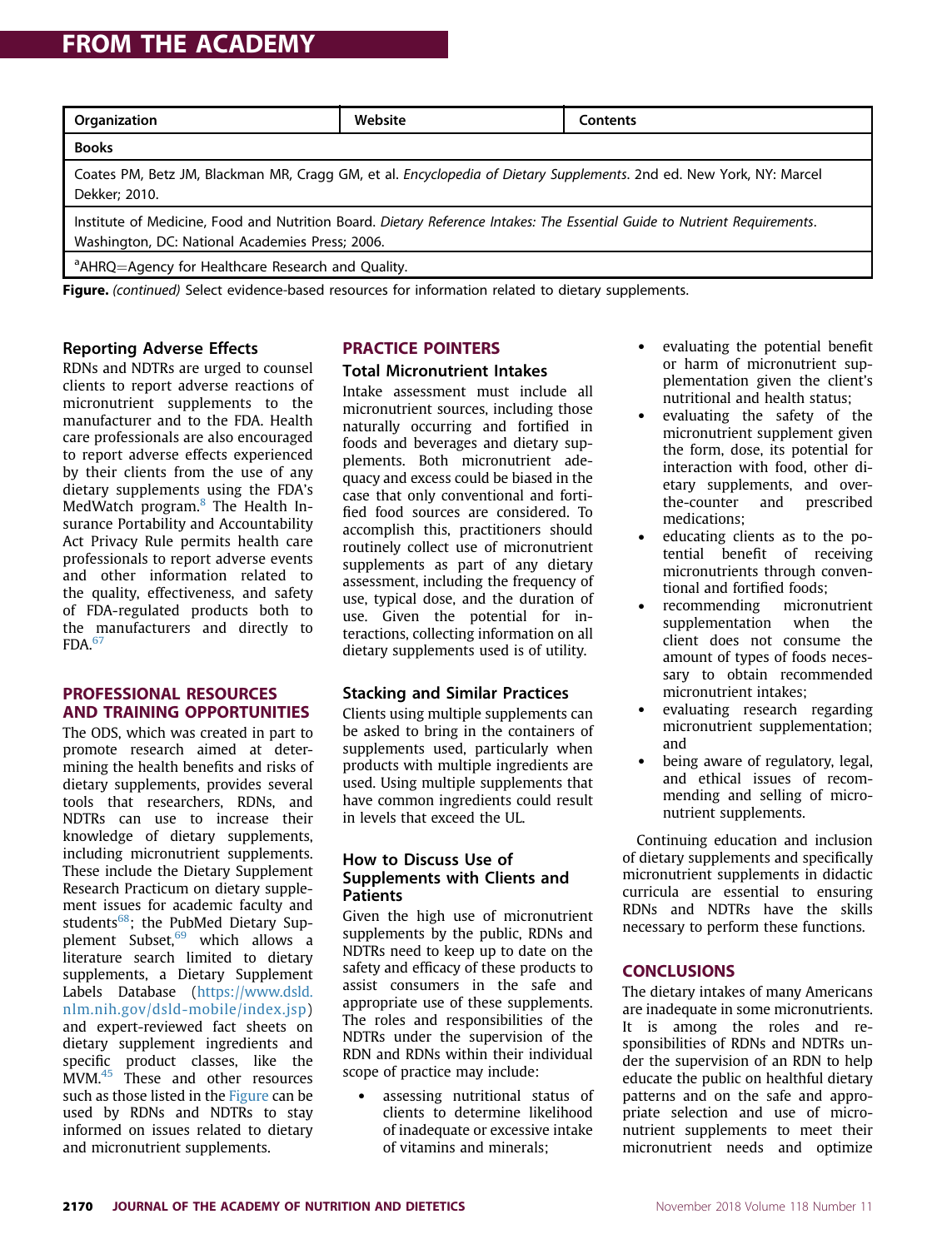| Organization | Website | Contents |
|---|---|---|
| **Books** | | |
| Coates PM, Betz JM, Blackman MR, Cragg GM, et al. *Encyclopedia of Dietary Supplements*. 2nd ed. New York, NY: Marcel Dekker; 2010. | | |
| Institute of Medicine, Food and Nutrition Board. *Dietary Reference Intakes: The Essential Guide to Nutrient Requirements*. Washington, DC: National Academies Press; 2006. | | |
| [a]AHRQ=Agency for Healthcare Research and Quality. | | |

**Figure.** *(continued)* Select evidence-based resources for information related to dietary supplements.

### Reporting Adverse Effects

RDNs and NDTRs are urged to counsel clients to report adverse reactions of micronutrient supplements to the manufacturer and to the FDA. Health care professionals are also encouraged to report adverse effects experienced by their clients from the use of any dietary supplements using the FDA's MedWatch program.[8] The Health Insurance Portability and Accountability Act Privacy Rule permits health care professionals to report adverse events and other information related to the quality, effectiveness, and safety of FDA-regulated products both to the manufacturers and directly to FDA.[67]

## PROFESSIONAL RESOURCES AND TRAINING OPPORTUNITIES

The ODS, which was created in part to promote research aimed at determining the health benefits and risks of dietary supplements, provides several tools that researchers, RDNs, and NDTRs can use to increase their knowledge of dietary supplements, including micronutrient supplements. These include the Dietary Supplement Research Practicum on dietary supplement issues for academic faculty and students[68]; the PubMed Dietary Supplement Subset,[69] which allows a literature search limited to dietary supplements, a Dietary Supplement Labels Database (https://www.dsld.nlm.nih.gov/dsld-mobile/index.jsp) and expert-reviewed fact sheets on dietary supplement ingredients and specific product classes, like the MVM.[45] These and other resources such as those listed in the Figure can be used by RDNs and NDTRs to stay informed on issues related to dietary and micronutrient supplements.

## PRACTICE POINTERS

### Total Micronutrient Intakes

Intake assessment must include all micronutrient sources, including those naturally occurring and fortified in foods and beverages and dietary supplements. Both micronutrient adequacy and excess could be biased in the case that only conventional and fortified food sources are considered. To accomplish this, practitioners should routinely collect use of micronutrient supplements as part of any dietary assessment, including the frequency of use, typical dose, and the duration of use. Given the potential for interactions, collecting information on all dietary supplements used is of utility.

### Stacking and Similar Practices

Clients using multiple supplements can be asked to bring in the containers of supplements used, particularly when products with multiple ingredients are used. Using multiple supplements that have common ingredients could result in levels that exceed the UL.

### How to Discuss Use of Supplements with Clients and Patients

Given the high use of micronutrient supplements by the public, RDNs and NDTRs need to keep up to date on the safety and efficacy of these products to assist consumers in the safe and appropriate use of these supplements. The roles and responsibilities of the NDTRs under the supervision of the RDN and RDNs within their individual scope of practice may include:

- assessing nutritional status of clients to determine likelihood of inadequate or excessive intake of vitamins and minerals;
- evaluating the potential benefit or harm of micronutrient supplementation given the client's nutritional and health status;
- evaluating the safety of the micronutrient supplement given the form, dose, its potential for interaction with food, other dietary supplements, and over-the-counter and prescribed medications;
- educating clients as to the potential benefit of receiving micronutrients through conventional and fortified foods;
- recommending micronutrient supplementation when the client does not consume the amount of types of foods necessary to obtain recommended micronutrient intakes;
- evaluating research regarding micronutrient supplementation; and
- being aware of regulatory, legal, and ethical issues of recommending and selling of micronutrient supplements.

Continuing education and inclusion of dietary supplements and specifically micronutrient supplements in didactic curricula are essential to ensuring RDNs and NDTRs have the skills necessary to perform these functions.

## CONCLUSIONS

The dietary intakes of many Americans are inadequate in some micronutrients. It is among the roles and responsibilities of RDNs and NDTRs under the supervision of an RDN to help educate the public on healthful dietary patterns and on the safe and appropriate selection and use of micronutrient supplements to meet their micronutrient needs and optimize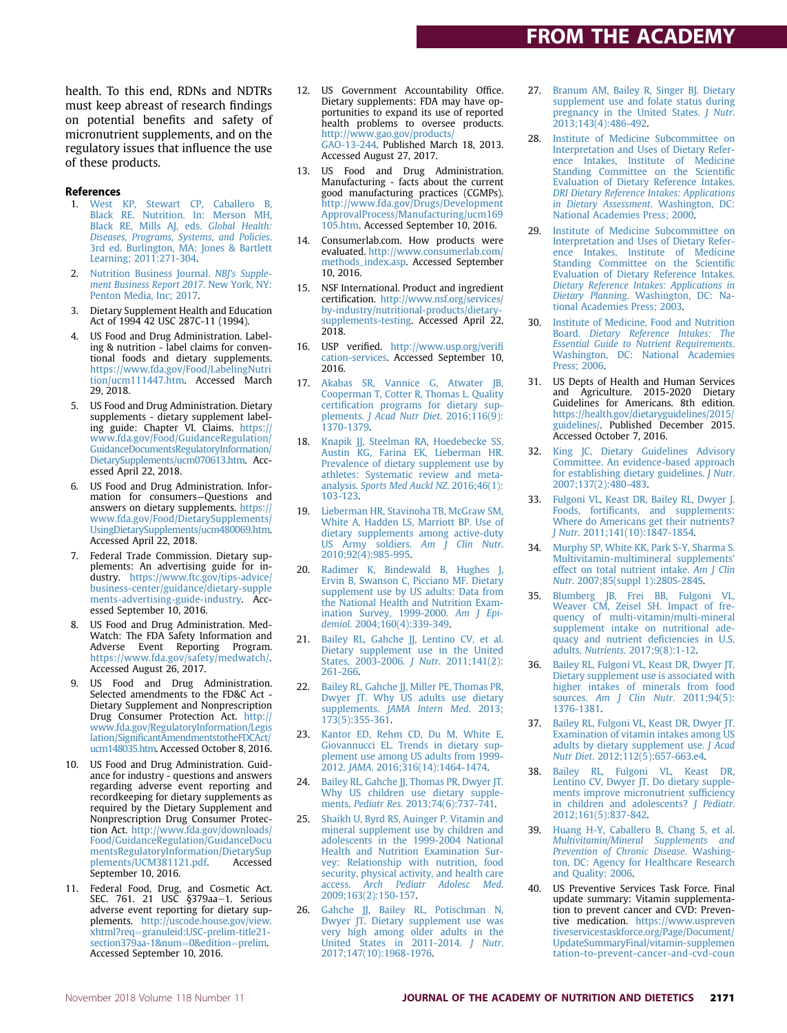health. To this end, RDNs and NDTRs must keep abreast of research findings on potential benefits and safety of micronutrient supplements, and on the regulatory issues that influence the use of these products.

## References

1. West KP, Stewart CP, Caballero B, Black RE. Nutrition. In: Merson MH, Black RE, Mills AJ, eds. *Global Health: Diseases, Programs, Systems, and Policies*. 3rd ed. Burlington, MA: Jones & Bartlett Learning; 2011:271-304.
2. Nutrition Business Journal. *NBJ's Supplement Business Report 2017*. New York, NY: Penton Media, Inc; 2017.
3. Dietary Supplement Health and Education Act of 1994 42 USC 287C-11 (1994).
4. US Food and Drug Administration. Labeling & nutrition - label claims for conventional foods and dietary supplements. https://www.fda.gov/Food/LabelingNutrition/ucm111447.htm. Accessed March 29, 2018.
5. US Food and Drug Administration. Dietary supplements - dietary supplement labeling guide: Chapter VI. Claims. https://www.fda.gov/Food/GuidanceRegulation/GuidanceDocumentsRegulatoryInformation/DietarySupplements/ucm070613.htm. Accessed April 22, 2018.
6. US Food and Drug Administration. Information for consumers—Questions and answers on dietary supplements. https://www.fda.gov/Food/DietarySupplements/UsingDietarySupplements/ucm480069.htm. Accessed April 22, 2018.
7. Federal Trade Commission. Dietary supplements: An advertising guide for industry. https://www.ftc.gov/tips-advice/business-center/guidance/dietary-supplements-advertising-guide-industry. Accessed September 10, 2016.
8. US Food and Drug Administration. MedWatch: The FDA Safety Information and Adverse Event Reporting Program. https://www.fda.gov/safety/medwatch/. Accessed August 26, 2017.
9. US Food and Drug Administration. Selected amendments to the FD&C Act - Dietary Supplement and Nonprescription Drug Consumer Protection Act. http://www.fda.gov/RegulatoryInformation/Legislation/SignificantAmendmentstotheFDCAct/ucm148035.htm. Accessed October 8, 2016.
10. US Food and Drug Administration. Guidance for industry - questions and answers regarding adverse event reporting and recordkeeping for dietary supplements as required by the Dietary Supplement and Nonprescription Drug Consumer Protection Act. http://www.fda.gov/downloads/Food/GuidanceRegulation/GuidanceDocumentsRegulatoryInformation/DietarySupplements/UCM381121.pdf. Accessed September 10, 2016.
11. Federal Food, Drug, and Cosmetic Act. SEC. 761. 21 USC §379aa−1. Serious adverse event reporting for dietary supplements. http://uscode.house.gov/view.xhtml?req=granuleid:USC-prelim-title21-section379aa-1&num=0&edition=prelim. Accessed September 10, 2016.
12. US Government Accountability Office. Dietary supplements: FDA may have opportunities to expand its use of reported health problems to oversee products. http://www.gao.gov/products/GAO-13-244. Published March 18, 2013. Accessed August 27, 2017.
13. US Food and Drug Administration. Manufacturing - facts about the current good manufacturing practices (CGMPs). http://www.fda.gov/Drugs/DevelopmentApprovalProcess/Manufacturing/ucm169105.htm. Accessed September 10, 2016.
14. Consumerlab.com. How products were evaluated. http://www.consumerlab.com/methods_index.asp. Accessed September 10, 2016.
15. NSF International. Product and ingredient certification. http://www.nsf.org/services/by-industry/nutritional-products/dietary-supplements-testing. Accessed April 22, 2018.
16. USP verified. http://www.usp.org/verification-services. Accessed September 10, 2016.
17. Akabas SR, Vannice G, Atwater JB, Cooperman T, Cotter R, Thomas L. Quality certification programs for dietary supplements. *J Acad Nutr Diet*. 2016;116(9):1370-1379.
18. Knapik JJ, Steelman RA, Hoedebecke SS, Austin KG, Farina EK, Lieberman HR. Prevalence of dietary supplement use by athletes: Systematic review and meta-analysis. *Sports Med Auckl NZ*. 2016;46(1):103-123.
19. Lieberman HR, Stavinoha TB, McGraw SM, White A, Hadden LS, Marriott BP. Use of dietary supplements among active-duty US Army soldiers. *Am J Clin Nutr*. 2010;92(4):985-995.
20. Radimer K, Bindewald B, Hughes J, Ervin B, Swanson C, Picciano MF. Dietary supplement use by US adults: Data from the National Health and Nutrition Examination Survey, 1999-2000. *Am J Epidemiol*. 2004;160(4):339-349.
21. Bailey RL, Gahche JJ, Lentino CV, et al. Dietary supplement use in the United States, 2003-2006. *J Nutr*. 2011;141(2):261-266.
22. Bailey RL, Gahche JJ, Miller PE, Thomas PR, Dwyer JT. Why US adults use dietary supplements. *JAMA Intern Med*. 2013;173(5):355-361.
23. Kantor ED, Rehm CD, Du M, White E, Giovannucci EL. Trends in dietary supplement use among US adults from 1999-2012. *JAMA*. 2016;316(14):1464-1474.
24. Bailey RL, Gahche JJ, Thomas PR, Dwyer JT. Why US children use dietary supplements. *Pediatr Res*. 2013;74(6):737-741.
25. Shaikh U, Byrd RS, Auinger P. Vitamin and mineral supplement use by children and adolescents in the 1999-2004 National Health and Nutrition Examination Survey: Relationship with nutrition, food security, physical activity, and health care access. *Arch Pediatr Adolesc Med*. 2009;163(2):150-157.
26. Gahche JJ, Bailey RL, Potischman N, Dwyer JT. Dietary supplement use was very high among older adults in the United States in 2011-2014. *J Nutr*. 2017;147(10):1968-1976.
27. Branum AM, Bailey R, Singer BJ. Dietary supplement use and folate status during pregnancy in the United States. *J Nutr*. 2013;143(4):486-492.
28. Institute of Medicine Subcommittee on Interpretation and Uses of Dietary Reference Intakes, Institute of Medicine Standing Committee on the Scientific Evaluation of Dietary Reference Intakes. *DRI Dietary Reference Intakes: Applications in Dietary Assessment*. Washington, DC: National Academies Press; 2000.
29. Institute of Medicine Subcommittee on Interpretation and Uses of Dietary Reference Intakes, Institute of Medicine Standing Committee on the Scientific Evaluation of Dietary Reference Intakes. *Dietary Reference Intakes: Applications in Dietary Planning*. Washington, DC: National Academies Press; 2003.
30. Institute of Medicine, Food and Nutrition Board. *Dietary Reference Intakes: The Essential Guide to Nutrient Requirements*. Washington, DC: National Academies Press; 2006.
31. US Depts of Health and Human Services and Agriculture. 2015-2020 Dietary Guidelines for Americans. 8th edition. https://health.gov/dietaryguidelines/2015/guidelines/. Published December 2015. Accessed October 7, 2016.
32. King JC, Dietary Guidelines Advisory Committee. An evidence-based approach for establishing dietary guidelines. *J Nutr*. 2007;137(2):480-483.
33. Fulgoni VL, Keast DR, Bailey RL, Dwyer J. Foods, fortificants, and supplements: Where do Americans get their nutrients? *J Nutr*. 2011;141(10):1847-1854.
34. Murphy SP, White KK, Park S-Y, Sharma S. Multivitamin-multimineral supplements' effect on total nutrient intake. *Am J Clin Nutr*. 2007;85(suppl 1):280S-284S.
35. Blumberg JB, Frei BB, Fulgoni VL, Weaver CM, Zeisel SH. Impact of frequency of multi-vitamin/multi-mineral supplement intake on nutritional adequacy and nutrient deficiencies in U.S. adults. *Nutrients*. 2017;9(8):1-12.
36. Bailey RL, Fulgoni VL, Keast DR, Dwyer JT. Dietary supplement use is associated with higher intakes of minerals from food sources. *Am J Clin Nutr*. 2011;94(5):1376-1381.
37. Bailey RL, Fulgoni VL, Keast DR, Dwyer JT. Examination of vitamin intakes among US adults by dietary supplement use. *J Acad Nutr Diet*. 2012;112(5):657-663.e4.
38. Bailey RL, Fulgoni VL, Keast DR, Lentino CV, Dwyer JT. Do dietary supplements improve micronutrient sufficiency in children and adolescents? *J Pediatr*. 2012;161(5):837-842.
39. Huang H-Y, Caballero B, Chang S, et al. *Multivitamin/Mineral Supplements and Prevention of Chronic Disease*. Washington, DC: Agency for Healthcare Research and Quality; 2006.
40. US Preventive Services Task Force. Final update summary: Vitamin supplementation to prevent cancer and CVD: Preventive medication. https://www.uspreventiveservicestaskforce.org/Page/Document/UpdateSummaryFinal/vitamin-supplementation-to-prevent-cancer-and-cvd-coun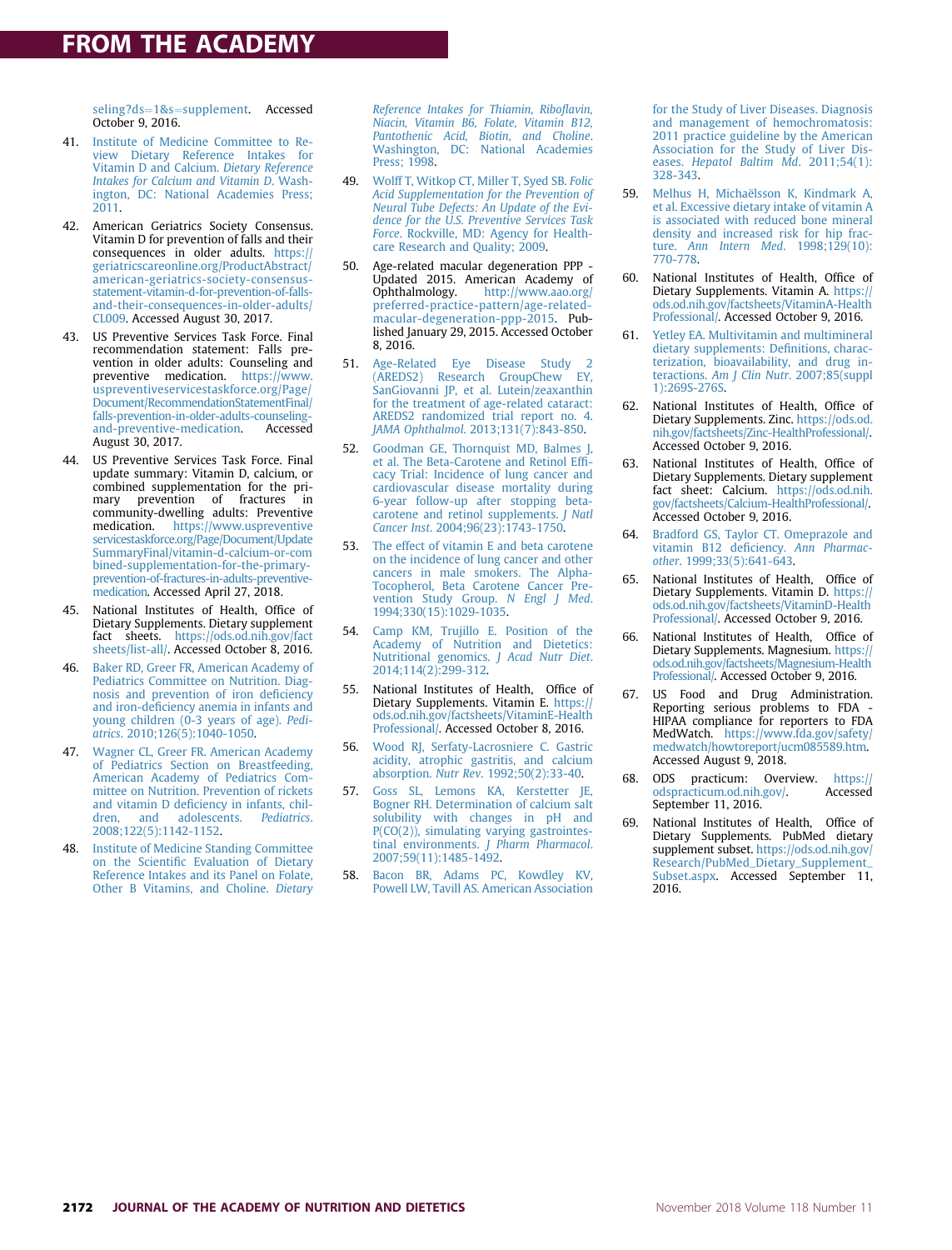seling?ds=1&s=supplement. Accessed October 9, 2016.

41. Institute of Medicine Committee to Review Dietary Reference Intakes for Vitamin D and Calcium. *Dietary Reference Intakes for Calcium and Vitamin D*. Washington, DC: National Academies Press; 2011.

42. American Geriatrics Society Consensus. Vitamin D for prevention of falls and their consequences in older adults. https://geriatricscareonline.org/ProductAbstract/american-geriatrics-society-consensus-statement-vitamin-d-for-prevention-of-falls-and-their-consequences-in-older-adults/CL009. Accessed August 30, 2017.

43. US Preventive Services Task Force. Final recommendation statement: Falls prevention in older adults: Counseling and preventive medication. https://www.uspreventiveservicestaskforce.org/Page/Document/RecommendationStatementFinal/falls-prevention-in-older-adults-counseling-and-preventive-medication. Accessed August 30, 2017.

44. US Preventive Services Task Force. Final update summary: Vitamin D, calcium, or combined supplementation for the primary prevention of fractures in community-dwelling adults: Preventive medication. https://www.uspreventiveservicestaskforce.org/Page/Document/UpdateSummaryFinal/vitamin-d-calcium-or-combined-supplementation-for-the-primary-prevention-of-fractures-in-adults-preventive-medication. Accessed April 27, 2018.

45. National Institutes of Health, Office of Dietary Supplements. Dietary supplement fact sheets. https://ods.od.nih.gov/factsheets/list-all/. Accessed October 8, 2016.

46. Baker RD, Greer FR, American Academy of Pediatrics Committee on Nutrition. Diagnosis and prevention of iron deficiency and iron-deficiency anemia in infants and young children (0-3 years of age). *Pediatrics*. 2010;126(5):1040-1050.

47. Wagner CL, Greer FR. American Academy of Pediatrics Section on Breastfeeding, American Academy of Pediatrics Committee on Nutrition. Prevention of rickets and vitamin D deficiency in infants, children, and adolescents. *Pediatrics*. 2008;122(5):1142-1152.

48. Institute of Medicine Standing Committee on the Scientific Evaluation of Dietary Reference Intakes and its Panel on Folate, Other B Vitamins, and Choline. *Dietary Reference Intakes for Thiamin, Riboflavin, Niacin, Vitamin B6, Folate, Vitamin B12, Pantothenic Acid, Biotin, and Choline*. Washington, DC: National Academies Press; 1998.

49. Wolff T, Witkop CT, Miller T, Syed SB. *Folic Acid Supplementation for the Prevention of Neural Tube Defects: An Update of the Evidence for the U.S. Preventive Services Task Force*. Rockville, MD: Agency for Healthcare Research and Quality; 2009.

50. Age-related macular degeneration PPP - Updated 2015. American Academy of Ophthalmology. http://www.aao.org/preferred-practice-pattern/age-related-macular-degeneration-ppp-2015. Published January 29, 2015. Accessed October 8, 2016.

51. Age-Related Eye Disease Study 2 (AREDS2) Research GroupChew EY, SanGiovanni JP, et al. Lutein/zeaxanthin for the treatment of age-related cataract: AREDS2 randomized trial report no. 4. *JAMA Ophthalmol*. 2013;131(7):843-850.

52. Goodman GE, Thornquist MD, Balmes J, et al. The Beta-Carotene and Retinol Efficacy Trial: Incidence of lung cancer and cardiovascular disease mortality during 6-year follow-up after stopping beta-carotene and retinol supplements. *J Natl Cancer Inst*. 2004;96(23):1743-1750.

53. The effect of vitamin E and beta carotene on the incidence of lung cancer and other cancers in male smokers. The Alpha-Tocopherol, Beta Carotene Cancer Prevention Study Group. *N Engl J Med*. 1994;330(15):1029-1035.

54. Camp KM, Trujillo E. Position of the Academy of Nutrition and Dietetics: Nutritional genomics. *J Acad Nutr Diet*. 2014;114(2):299-312.

55. National Institutes of Health, Office of Dietary Supplements. Vitamin E. https://ods.od.nih.gov/factsheets/VitaminE-HealthProfessional/. Accessed October 8, 2016.

56. Wood RJ, Serfaty-Lacrosniere C. Gastric acidity, atrophic gastritis, and calcium absorption. *Nutr Rev*. 1992;50(2):33-40.

57. Goss SL, Lemons KA, Kerstetter JE, Bogner RH. Determination of calcium salt solubility with changes in pH and P(CO(2)), simulating varying gastrointestinal environments. *J Pharm Pharmacol*. 2007;59(11):1485-1492.

58. Bacon BR, Adams PC, Kowdley KV, Powell LW, Tavill AS. American Association for the Study of Liver Diseases. Diagnosis and management of hemochromatosis: 2011 practice guideline by the American Association for the Study of Liver Diseases. *Hepatol Baltim Md*. 2011;54(1):328-343.

59. Melhus H, Michaëlsson K, Kindmark A, et al. Excessive dietary intake of vitamin A is associated with reduced bone mineral density and increased risk for hip fracture. *Ann Intern Med*. 1998;129(10):770-778.

60. National Institutes of Health, Office of Dietary Supplements. Vitamin A. https://ods.od.nih.gov/factsheets/VitaminA-HealthProfessional/. Accessed October 9, 2016.

61. Yetley EA. Multivitamin and multimineral dietary supplements: Definitions, characterization, bioavailability, and drug interactions. *Am J Clin Nutr*. 2007;85(suppl 1):269S-276S.

62. National Institutes of Health, Office of Dietary Supplements. Zinc. https://ods.od.nih.gov/factsheets/Zinc-HealthProfessional/. Accessed October 9, 2016.

63. National Institutes of Health, Office of Dietary Supplements. Dietary supplement fact sheet: Calcium. https://ods.od.nih.gov/factsheets/Calcium-HealthProfessional/. Accessed October 9, 2016.

64. Bradford GS, Taylor CT. Omeprazole and vitamin B12 deficiency. *Ann Pharmacother*. 1999;33(5):641-643.

65. National Institutes of Health, Office of Dietary Supplements. Vitamin D. https://ods.od.nih.gov/factsheets/VitaminD-HealthProfessional/. Accessed October 9, 2016.

66. National Institutes of Health, Office of Dietary Supplements. Magnesium. https://ods.od.nih.gov/factsheets/Magnesium-HealthProfessional/. Accessed October 9, 2016.

67. US Food and Drug Administration. Reporting serious problems to FDA - HIPAA compliance for reporters to FDA MedWatch. https://www.fda.gov/safety/medwatch/howtoreport/ucm085589.htm. Accessed August 9, 2018.

68. ODS practicum: Overview. https://odspracticum.od.nih.gov/. Accessed September 11, 2016.

69. National Institutes of Health, Office of Dietary Supplements. PubMed dietary supplement subset. https://ods.od.nih.gov/Research/PubMed_Dietary_Supplement_Subset.aspx. Accessed September 11, 2016.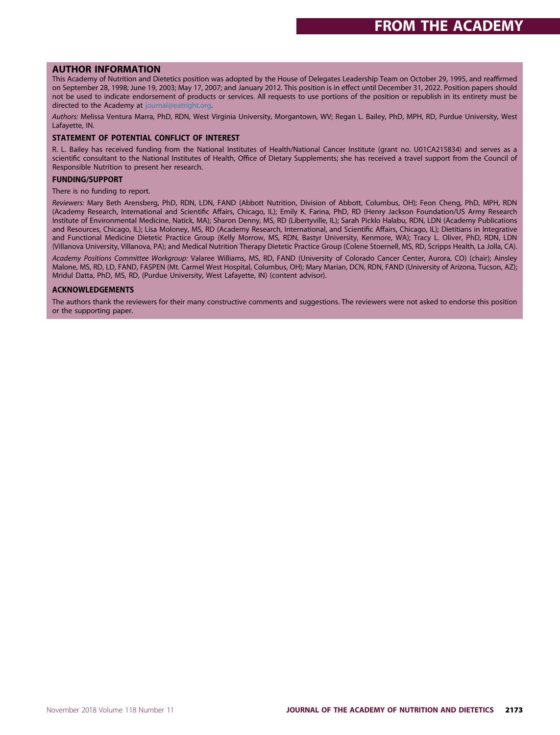## AUTHOR INFORMATION

This Academy of Nutrition and Dietetics position was adopted by the House of Delegates Leadership Team on October 29, 1995, and reaffirmed on September 28, 1998; June 19, 2003; May 17, 2007; and January 2012. This position is in effect until December 31, 2022. Position papers should not be used to indicate endorsement of products or services. All requests to use portions of the position or republish in its entirety must be directed to the Academy at journal@eatright.org.

*Authors:* Melissa Ventura Marra, PhD, RDN, West Virginia University, Morgantown, WV; Regan L. Bailey, PhD, MPH, RD, Purdue University, West Lafayette, IN.

### STATEMENT OF POTENTIAL CONFLICT OF INTEREST

R. L. Bailey has received funding from the National Institutes of Health/National Cancer Institute (grant no. U01CA215834) and serves as a scientific consultant to the National Institutes of Health, Office of Dietary Supplements; she has received a travel support from the Council of Responsible Nutrition to present her research.

### FUNDING/SUPPORT

There is no funding to report.

*Reviewers:* Mary Beth Arensberg, PhD, RDN, LDN, FAND (Abbott Nutrition, Division of Abbott, Columbus, OH); Feon Cheng, PhD, MPH, RDN (Academy Research, International and Scientific Affairs, Chicago, IL); Emily K. Farina, PhD, RD (Henry Jackson Foundation/US Army Research Institute of Environmental Medicine, Natick, MA); Sharon Denny, MS, RD (Libertyville, IL); Sarah Picklo Halabu, RDN, LDN (Academy Publications and Resources, Chicago, IL); Lisa Moloney, MS, RD (Academy Research, International, and Scientific Affairs, Chicago, IL); Dietitians in Integrative and Functional Medicine Dietetic Practice Group (Kelly Morrow, MS, RDN, Bastyr University, Kenmore, WA); Tracy L. Oliver, PhD, RDN, LDN (Villanova University, Villanova, PA); and Medical Nutrition Therapy Dietetic Practice Group (Colene Stoernell, MS, RD, Scripps Health, La Jolla, CA).

*Academy Positions Committee Workgroup:* Valaree Williams, MS, RD, FAND (University of Colorado Cancer Center, Aurora, CO) (chair); Ainsley Malone, MS, RD, LD, FAND, FASPEN (Mt. Carmel West Hospital, Columbus, OH); Mary Marian, DCN, RDN, FAND (University of Arizona, Tucson, AZ); Mridul Datta, PhD, MS, RD, (Purdue University, West Lafayette, IN) (content advisor).

### ACKNOWLEDGEMENTS

The authors thank the reviewers for their many constructive comments and suggestions. The reviewers were not asked to endorse this position or the supporting paper.